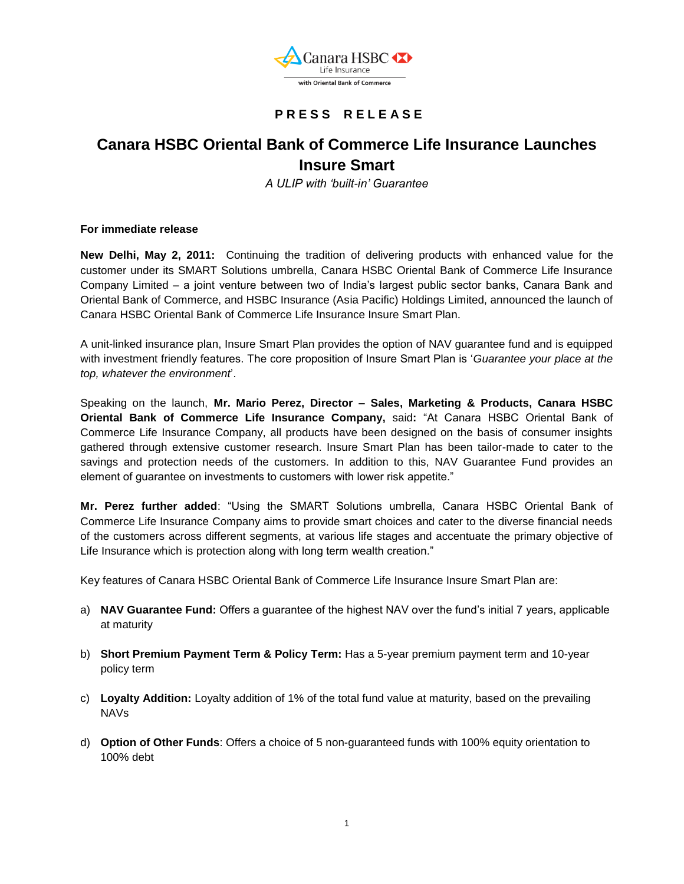Canara HSBC Life Insurance

with Oriental Bank of Commerce

**PRESS RELEASE**

# Canara HSBC Oriental Bank of Commerce Life Insurance Launches Insure Smart

*A ULIP with 'built-in' Guarantee*

**For immediate release**

**New Delhi, May 2, 2011:** Continuing the tradition of delivering products with enhanced value for the customer under its SMART Solutions umbrella, Canara HSBC Oriental Bank of Commerce Life Insurance Company Limited – a joint venture between two of India's largest public sector banks, Canara Bank and Oriental Bank of Commerce, and HSBC Insurance (Asia Pacific) Holdings Limited, announced the launch of Canara HSBC Oriental Bank of Commerce Life Insurance Insure Smart Plan.

A unit-linked insurance plan, Insure Smart Plan provides the option of NAV guarantee fund and is equipped with investment friendly features. The core proposition of Insure Smart Plan is '*Guarantee your place at the top, whatever the environment*'.

Speaking on the launch, **Mr. Mario Perez, Director – Sales, Marketing & Products, Canara HSBC Oriental Bank of Commerce Life Insurance Company,** said**:** "At Canara HSBC Oriental Bank of Commerce Life Insurance Company, all products have been designed on the basis of consumer insights gathered through extensive customer research. Insure Smart Plan has been tailor-made to cater to the savings and protection needs of the customers. In addition to this, NAV Guarantee Fund provides an element of guarantee on investments to customers with lower risk appetite."

**Mr. Perez further added**: "Using the SMART Solutions umbrella, Canara HSBC Oriental Bank of Commerce Life Insurance Company aims to provide smart choices and cater to the diverse financial needs of the customers across different segments, at various life stages and accentuate the primary objective of Life Insurance which is protection along with long term wealth creation."

Key features of Canara HSBC Oriental Bank of Commerce Life Insurance Insure Smart Plan are:

a) **NAV Guarantee Fund:** Offers a guarantee of the highest NAV over the fund's initial 7 years, applicable at maturity

b) **Short Premium Payment Term & Policy Term:** Has a 5-year premium payment term and 10-year policy term

c) **Loyalty Addition:** Loyalty addition of 1% of the total fund value at maturity, based on the prevailing NAVs

d) **Option of Other Funds**: Offers a choice of 5 non-guaranteed funds with 100% equity orientation to 100% debt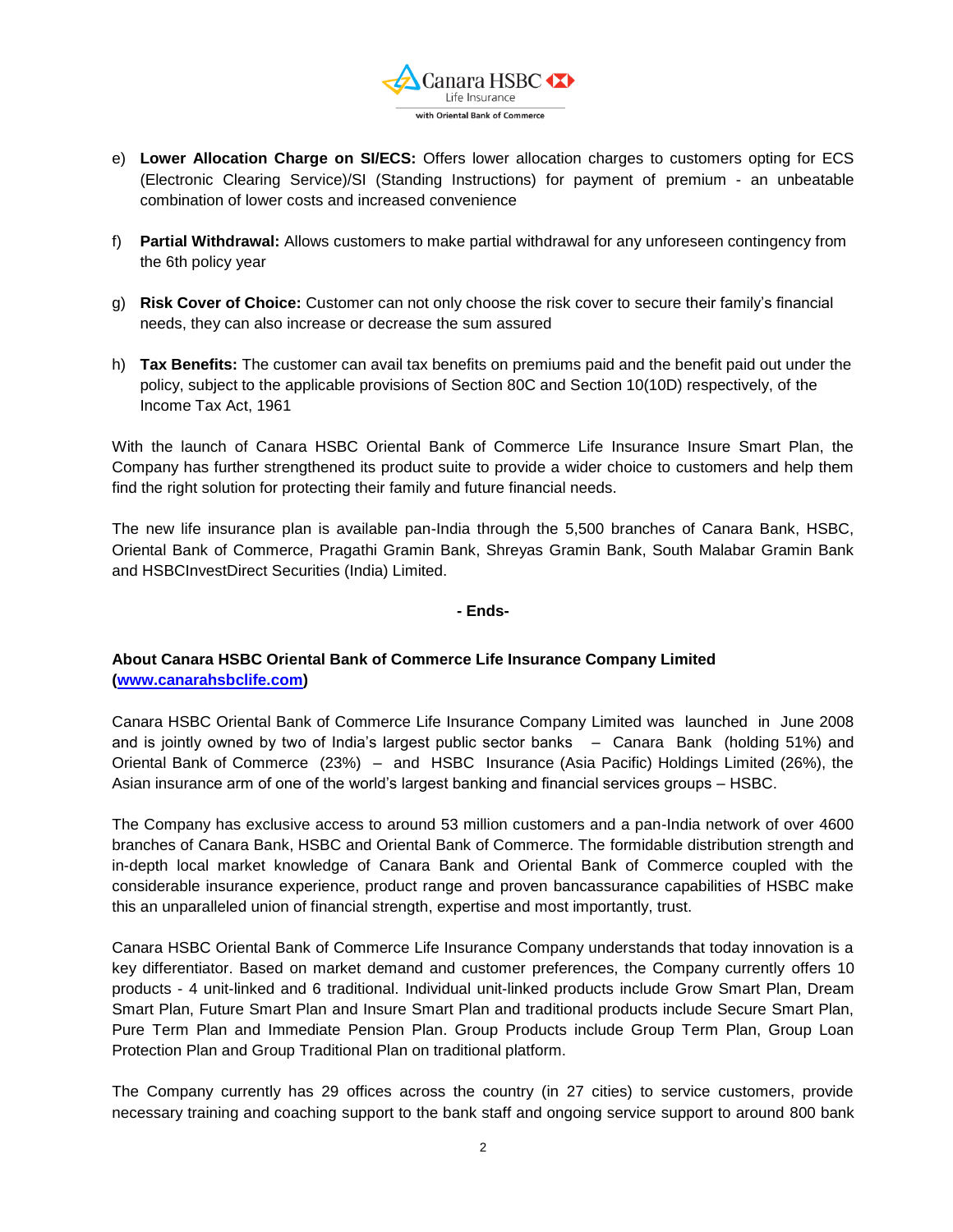e) **Lower Allocation Charge on SI/ECS:** Offers lower allocation charges to customers opting for ECS (Electronic Clearing Service)/SI (Standing Instructions) for payment of premium - an unbeatable combination of lower costs and increased convenience

f) **Partial Withdrawal:** Allows customers to make partial withdrawal for any unforeseen contingency from the 6th policy year

g) **Risk Cover of Choice:** Customer can not only choose the risk cover to secure their family's financial needs, they can also increase or decrease the sum assured

h) **Tax Benefits:** The customer can avail tax benefits on premiums paid and the benefit paid out under the policy, subject to the applicable provisions of Section 80C and Section 10(10D) respectively, of the Income Tax Act, 1961

With the launch of Canara HSBC Oriental Bank of Commerce Life Insurance Insure Smart Plan, the Company has further strengthened its product suite to provide a wider choice to customers and help them find the right solution for protecting their family and future financial needs.

The new life insurance plan is available pan-India through the 5,500 branches of Canara Bank, HSBC, Oriental Bank of Commerce, Pragathi Gramin Bank, Shreyas Gramin Bank, South Malabar Gramin Bank and HSBCInvestDirect Securities (India) Limited.

**- Ends-**

**About Canara HSBC Oriental Bank of Commerce Life Insurance Company Limited ([www.canarahsbclife.com](www.canarahsbclife.com))**

Canara HSBC Oriental Bank of Commerce Life Insurance Company Limited was launched in June 2008 and is jointly owned by two of India's largest public sector banks – Canara Bank (holding 51%) and Oriental Bank of Commerce (23%) – and HSBC Insurance (Asia Pacific) Holdings Limited (26%), the Asian insurance arm of one of the world's largest banking and financial services groups – HSBC.

The Company has exclusive access to around 53 million customers and a pan-India network of over 4600 branches of Canara Bank, HSBC and Oriental Bank of Commerce. The formidable distribution strength and in-depth local market knowledge of Canara Bank and Oriental Bank of Commerce coupled with the considerable insurance experience, product range and proven bancassurance capabilities of HSBC make this an unparalleled union of financial strength, expertise and most importantly, trust.

Canara HSBC Oriental Bank of Commerce Life Insurance Company understands that today innovation is a key differentiator. Based on market demand and customer preferences, the Company currently offers 10 products - 4 unit-linked and 6 traditional. Individual unit-linked products include Grow Smart Plan, Dream Smart Plan, Future Smart Plan and Insure Smart Plan and traditional products include Secure Smart Plan, Pure Term Plan and Immediate Pension Plan. Group Products include Group Term Plan, Group Loan Protection Plan and Group Traditional Plan on traditional platform.

The Company currently has 29 offices across the country (in 27 cities) to service customers, provide necessary training and coaching support to the bank staff and ongoing service support to around 800 bank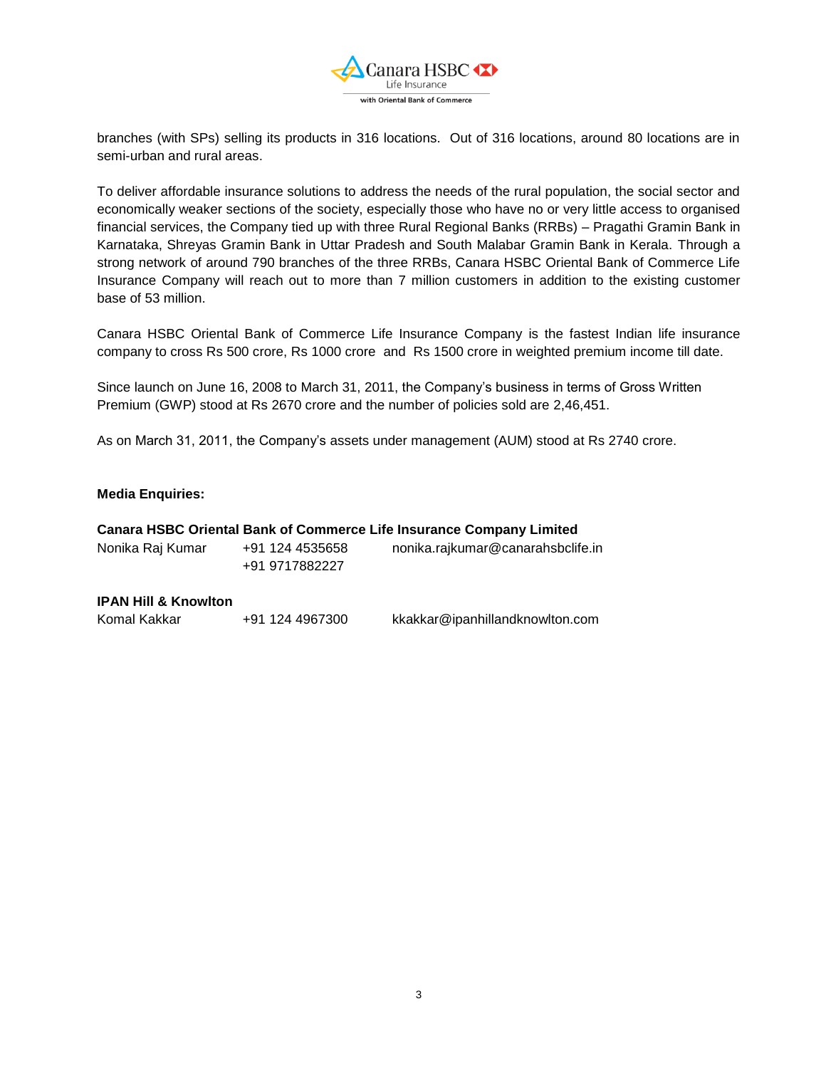branches (with SPs) selling its products in 316 locations. Out of 316 locations, around 80 locations are in semi-urban and rural areas.

To deliver affordable insurance solutions to address the needs of the rural population, the social sector and economically weaker sections of the society, especially those who have no or very little access to organised financial services, the Company tied up with three Rural Regional Banks (RRBs) – Pragathi Gramin Bank in Karnataka, Shreyas Gramin Bank in Uttar Pradesh and South Malabar Gramin Bank in Kerala. Through a strong network of around 790 branches of the three RRBs, Canara HSBC Oriental Bank of Commerce Life Insurance Company will reach out to more than 7 million customers in addition to the existing customer base of 53 million.

Canara HSBC Oriental Bank of Commerce Life Insurance Company is the fastest Indian life insurance company to cross Rs 500 crore, Rs 1000 crore and Rs 1500 crore in weighted premium income till date.

Since launch on June 16, 2008 to March 31, 2011, the Company's business in terms of Gross Written Premium (GWP) stood at Rs 2670 crore and the number of policies sold are 2,46,451.

As on March 31, 2011, the Company's assets under management (AUM) stood at Rs 2740 crore.

**Media Enquiries:**

**Canara HSBC Oriental Bank of Commerce Life Insurance Company Limited**

Nonika Raj Kumar    +91 124 4535658    nonika.rajkumar@canarahsbclife.in
+91 9717882227

**IPAN Hill & Knowlton**

Komal Kakkar    +91 124 4967300    kkakkar@ipanhillandknowlton.com